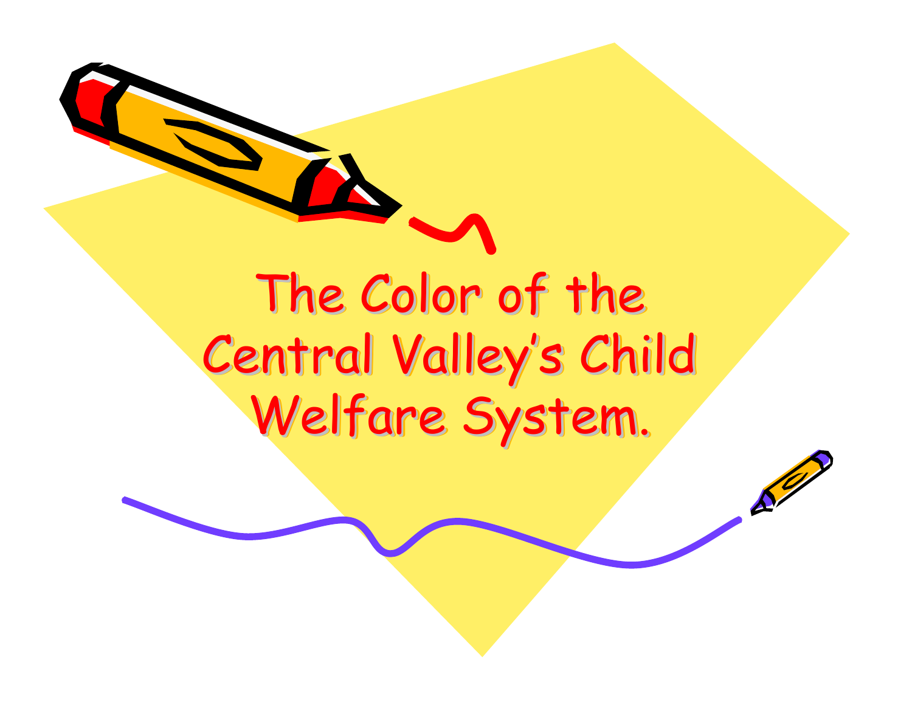# The Color of the Central Valley's Child Welfare System.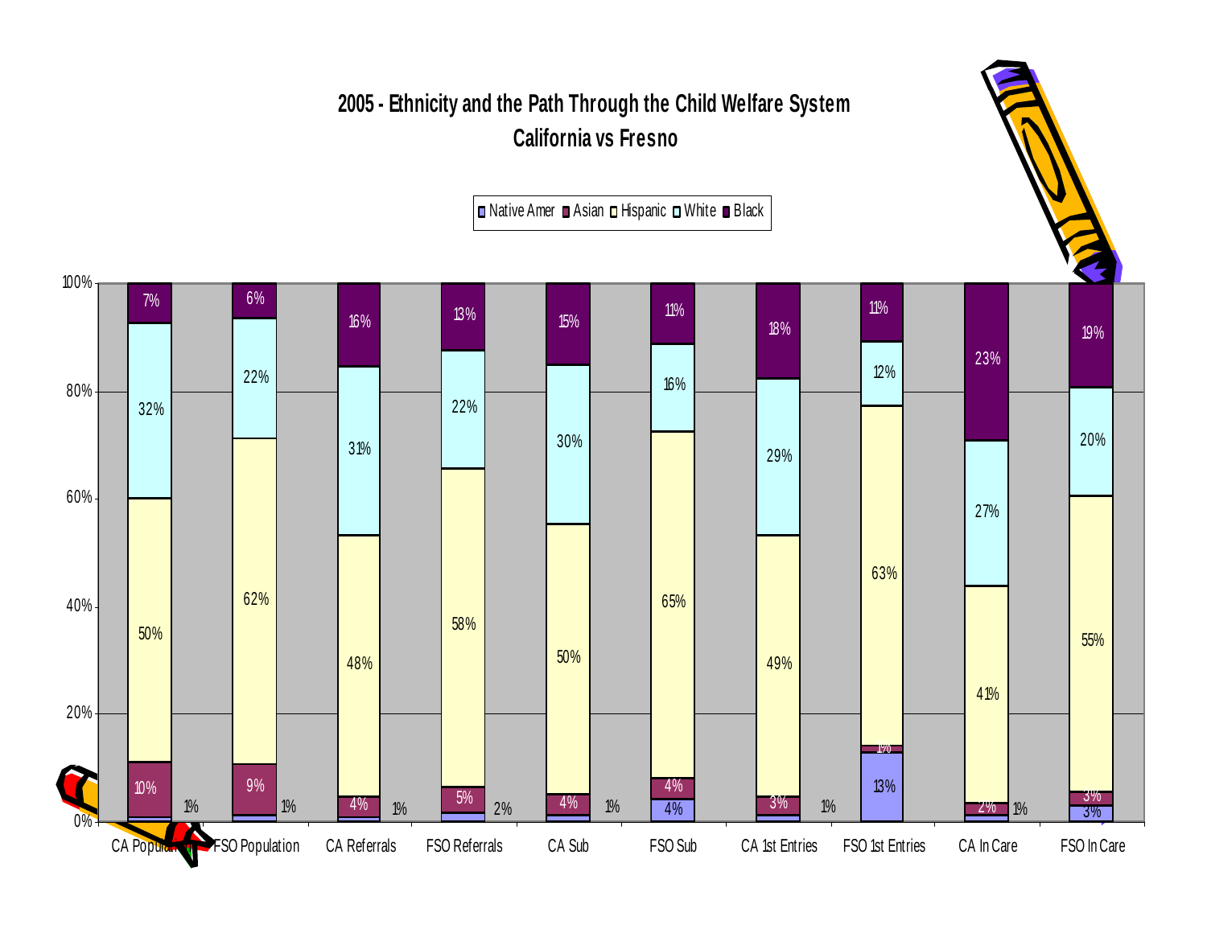# 2005 - Ethnicity and the Path Through the Child Welfare System
## California vs Fresno

| Category | Native Amer | Asian | Hispanic | White | Black |
|---|---|---|---|---|---|
| CA Population | 1% | 10% | 50% | 32% | 7% |
| FSO Population | 1% | 9% | 62% | 22% | 6% |
| CA Referrals | 1% | 4% | 48% | 31% | 16% |
| FSO Referrals | 2% | 5% | 58% | 22% | 13% |
| CA Sub | 1% | 4% | 50% | 30% | 15% |
| FSO Sub | 4% | 4% | 65% | 16% | 11% |
| CA 1st Entries | 1% | 3% | 49% | 29% | 18% |
| FSO 1st Entries | 13% | 1% | 63% | 12% | 11% |
| CA In Care | 1% | 2% | 41% | 27% | 23% |
| FSO In Care | 3% | 3% | 55% | 20% | 19% |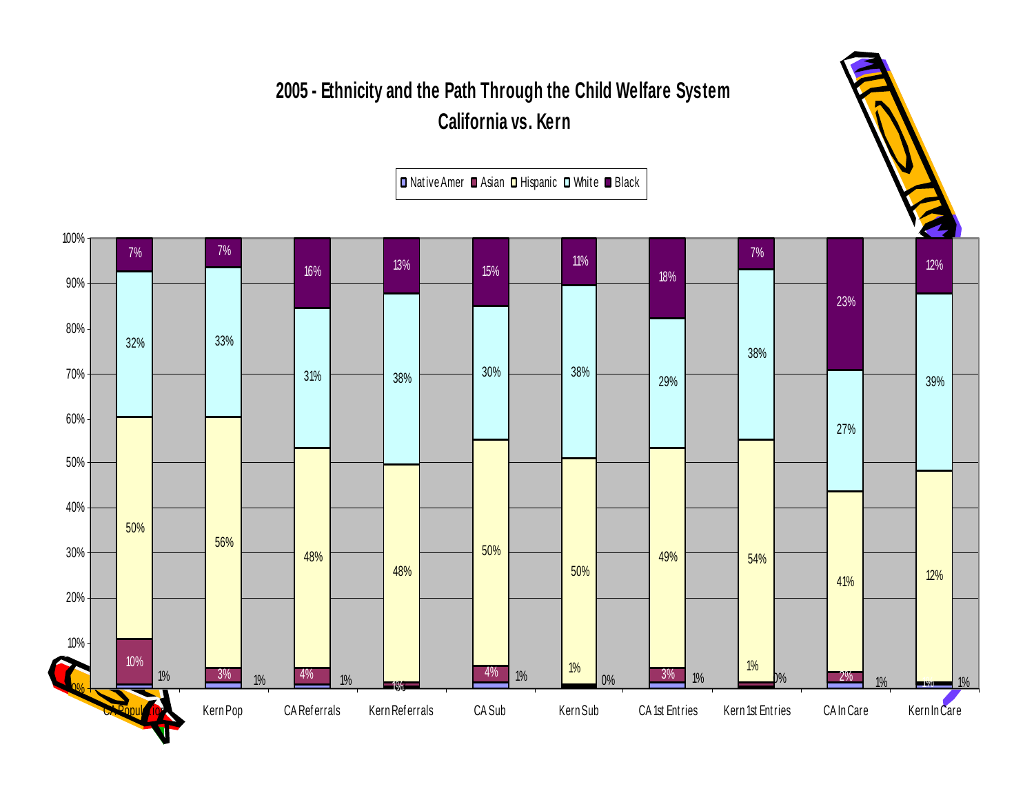# 2005 - Ethnicity and the Path Through the Child Welfare System
## California vs. Kern

| | Native Amer | Asian | Hispanic | White | Black |
|---|---|---|---|---|---|
| CA Population | 1% | 10% | 50% | 32% | 7% |
| Kern Pop | 1% | 3% | 56% | 33% | 7% |
| CA Referrals | 1% | 4% | 48% | 31% | 16% |
| Kern Referrals | 1% | 1% | 48% | 38% | 13% |
| CA Sub | 1% | 4% | 50% | 30% | 15% |
| Kern Sub | 0% | 1% | 50% | 38% | 11% |
| CA 1st Entries | 1% | 3% | 49% | 29% | 18% |
| Kern 1st Entries | 0% | 1% | 54% | 38% | 7% |
| CA In Care | 1% | 2% | 41% | 27% | 23% |
| Kern In Care | 1% | 1% | 12% | 39% | 12% |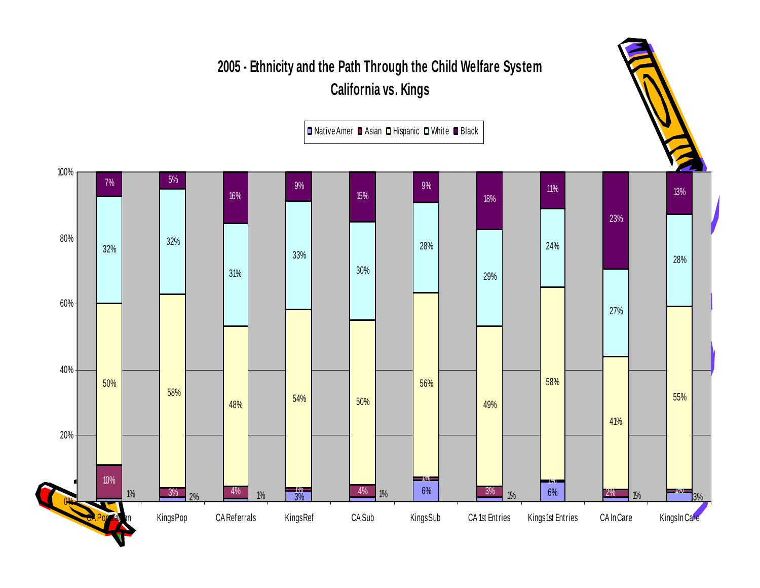# 2005 - Ethnicity and the Path Through the Child Welfare System
## California vs. Kings

| | Native Amer | Asian | Hispanic | White | Black |
|---|---|---|---|---|---|
| CA Population | 1% | 10% | 50% | 32% | 7% |
| Kings Pop | 2% | 3% | 58% | 32% | 5% |
| CA Referrals | 1% | 4% | 48% | 31% | 16% |
| Kings Ref | 3% | 1% | 54% | 33% | 9% |
| CA Sub | 1% | 4% | 50% | 30% | 15% |
| Kings Sub | 6% | 1% | 56% | 28% | 9% |
| CA 1st Entries | 1% | 3% | 49% | 29% | 18% |
| Kings 1st Entries | 6% | 1% | 58% | 24% | 11% |
| CA In Care | 1% | 2% | 41% | 27% | 23% |
| Kings In Care | 3% | 1% | 55% | 28% | 13% |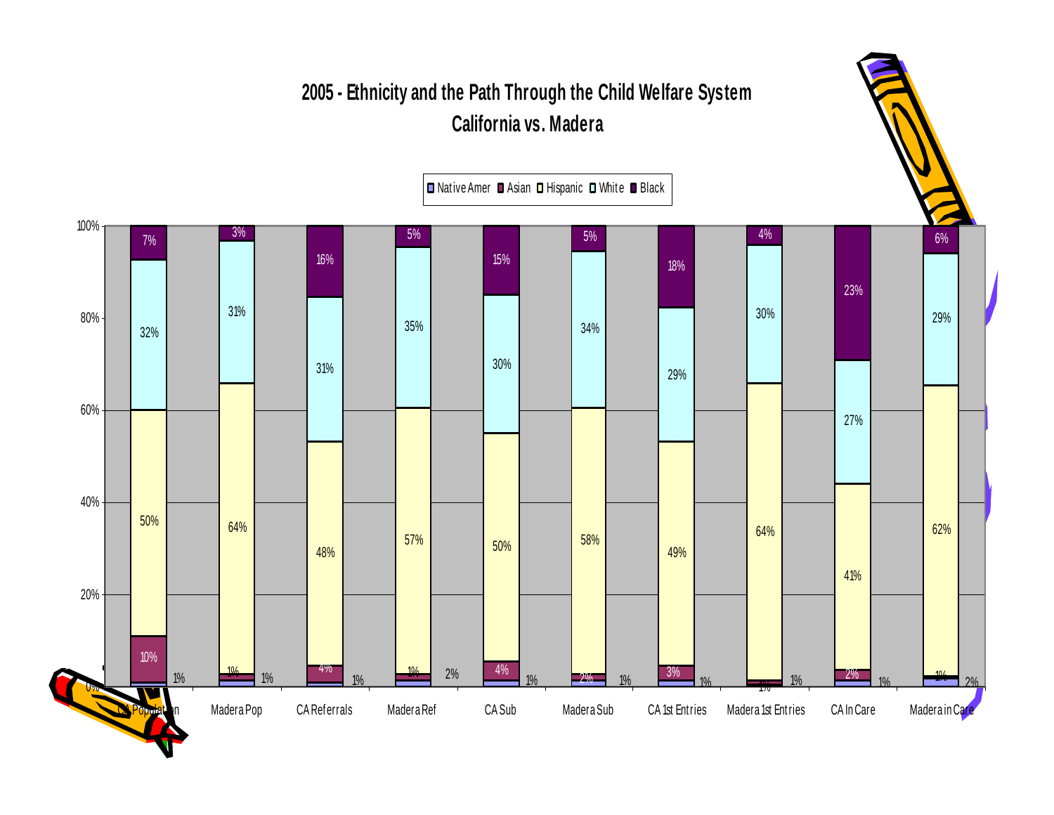# 2005 - Ethnicity and the Path Through the Child Welfare System

## California vs. Madera

| | Native Amer | Asian | Hispanic | White | Black |
|---|---|---|---|---|---|
| CA Population | 1% | 10% | 50% | 32% | 7% |
| Madera Pop | 1% | 1% | 64% | 31% | 3% |
| CA Referrals | 1% | 4% | 48% | 31% | 16% |
| Madera Ref | 2% | 1% | 57% | 35% | 5% |
| CA Sub | 1% | 4% | 50% | 30% | 15% |
| Madera Sub | 1% | 2% | 58% | 34% | 5% |
| CA 1st Entries | 1% | 3% | 49% | 29% | 18% |
| Madera 1st Entries | 1% | 1% | 64% | 30% | 4% |
| CA In Care | 1% | 2% | 41% | 27% | 23% |
| Madera in Care | 2% | 1% | 62% | 29% | 6% |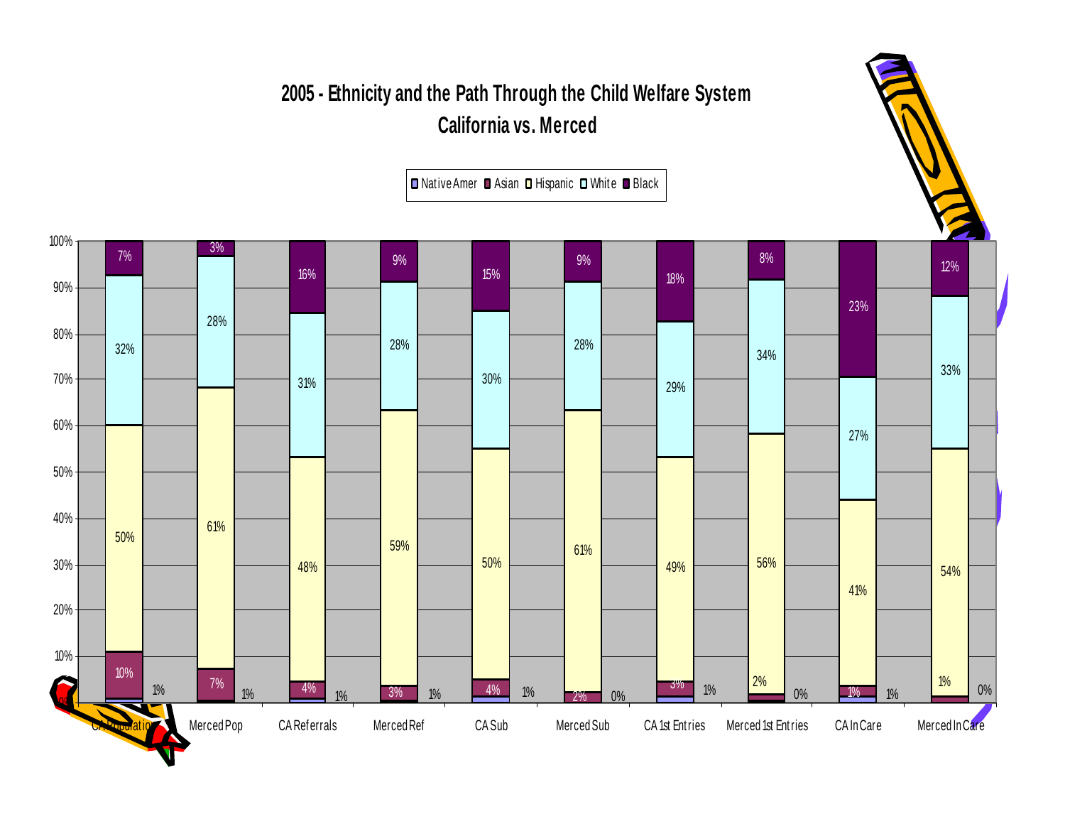# 2005 - Ethnicity and the Path Through the Child Welfare System

## California vs. Merced

| | CA Population | Merced Pop | CA Referrals | Merced Ref | CA Sub | Merced Sub | CA 1st Entries | Merced 1st Entries | CA In Care | Merced In Care |
|---|---|---|---|---|---|---|---|---|---|---|
| Native Amer | 1% | 1% | 1% | 1% | 1% | 0% | 1% | 0% | 1% | 0% |
| Asian | 10% | 7% | 4% | 3% | 4% | 2% | 3% | 2% | 1% | 1% |
| Hispanic | 50% | 61% | 48% | 59% | 50% | 61% | 49% | 56% | 41% | 54% |
| White | 32% | 28% | 31% | 28% | 30% | 28% | 29% | 34% | 27% | 33% |
| Black | 7% | 3% | 16% | 9% | 15% | 9% | 18% | 8% | 23% | 12% |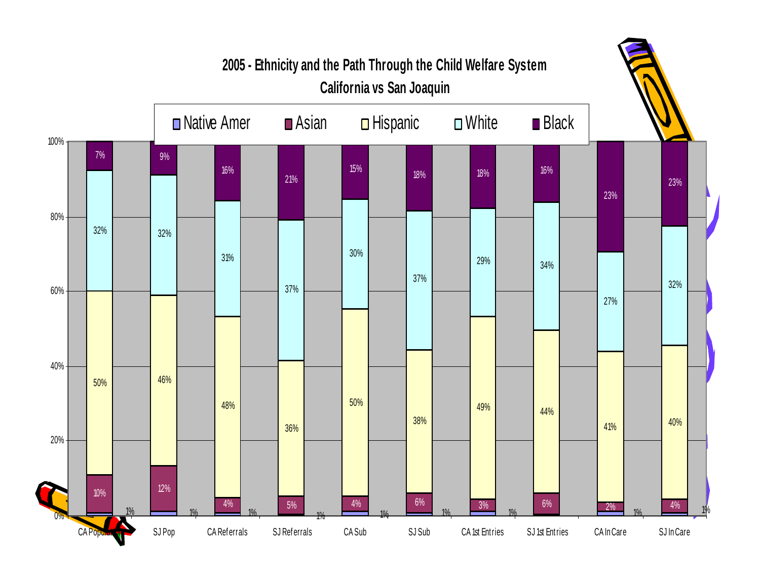# 2005 - Ethnicity and the Path Through the Child Welfare System

## California vs San Joaquin

| | Native Amer | Asian | Hispanic | White | Black |
|---|---|---|---|---|---|
| CA Population | 1% | 10% | 50% | 32% | 7% |
| SJ Pop | 1% | 12% | 46% | 32% | 9% |
| CA Referrals | 1% | 4% | 48% | 31% | 16% |
| SJ Referrals | 1% | 5% | 36% | 37% | 21% |
| CA Sub | 1% | 4% | 50% | 30% | 15% |
| SJ Sub | 1% | 6% | 38% | 37% | 18% |
| CA 1st Entries | 1% | 3% | 49% | 29% | 18% |
| SJ 1st Entries | 1% | 6% | 44% | 34% | 16% |
| CA In Care | 1% | 2% | 41% | 27% | 23% |
| SJ In Care | 1% | 4% | 40% | 32% | 23% |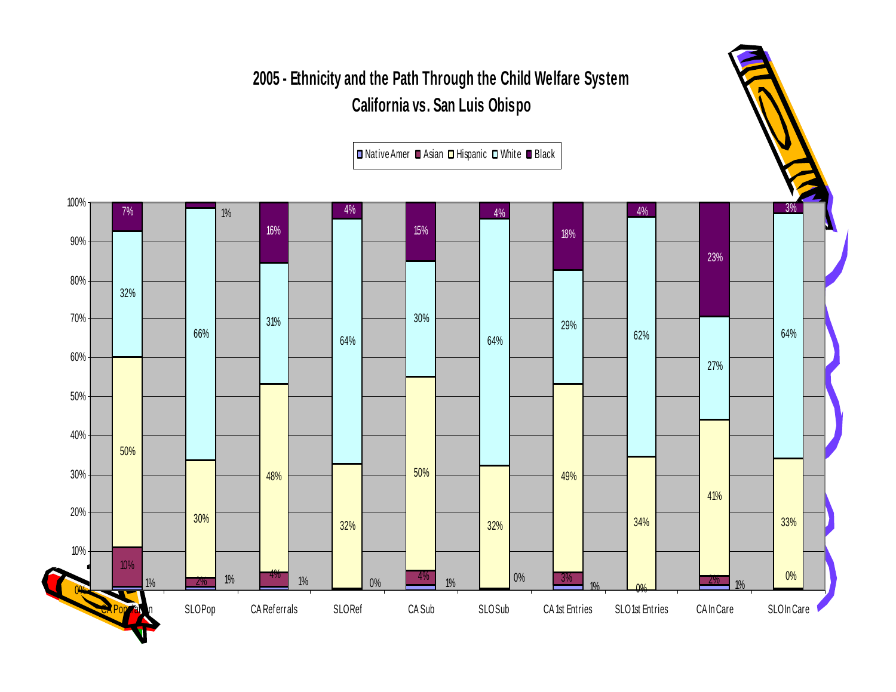## 2005 - Ethnicity and the Path Through the Child Welfare System
## California vs. San Luis Obispo

| | Native Amer | Asian | Hispanic | White | Black |
|---|---|---|---|---|---|
| CA Population | 1% | 10% | 50% | 32% | 7% |
| SLO Pop | 1% | 2% | 30% | 66% | 1% |
| CA Referrals | 1% | 4% | 48% | 31% | 16% |
| SLO Ref | 0% | | 32% | 64% | 4% |
| CA Sub | 1% | 4% | 50% | 30% | 15% |
| SLO Sub | 0% | | 32% | 64% | 4% |
| CA 1st Entries | 1% | 3% | 49% | 29% | 18% |
| SLO 1st Entries | 0% | | 34% | 62% | 4% |
| CA In Care | 1% | 2% | 41% | 27% | 23% |
| SLO In Care | 0% | | 33% | 64% | 3% |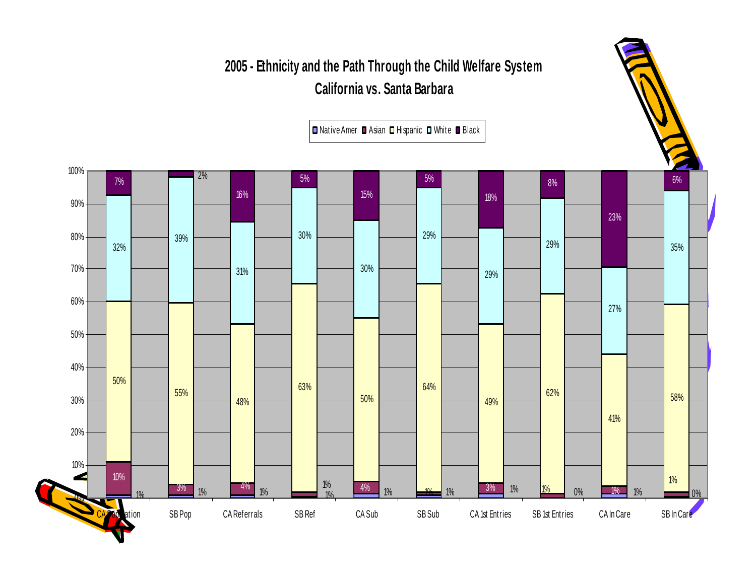# 2005 - Ethnicity and the Path Through the Child Welfare System
## California vs. Santa Barbara

| | Native Amer | Asian | Hispanic | White | Black |
|---|---|---|---|---|---|
| CA Population | 0% | 10% | 50% | 32% | 7% |
| SB Pop | 1% | 3% | 55% | 39% | 2% |
| CA Referrals | 1% | 4% | 48% | 31% | 16% |
| SB Ref | 1% | 1% | 63% | 30% | 5% |
| CA Sub | 1% | 4% | 50% | 30% | 15% |
| SB Sub | 1% | 1% | 64% | 29% | 5% |
| CA 1st Entries | 1% | 3% | 49% | 29% | 18% |
| SB 1st Entries | 0% | 1% | 62% | 29% | 8% |
| CA In Care | 1% | 1% | 41% | 27% | 23% |
| SB In Care | 0% | 1% | 58% | 35% | 6% |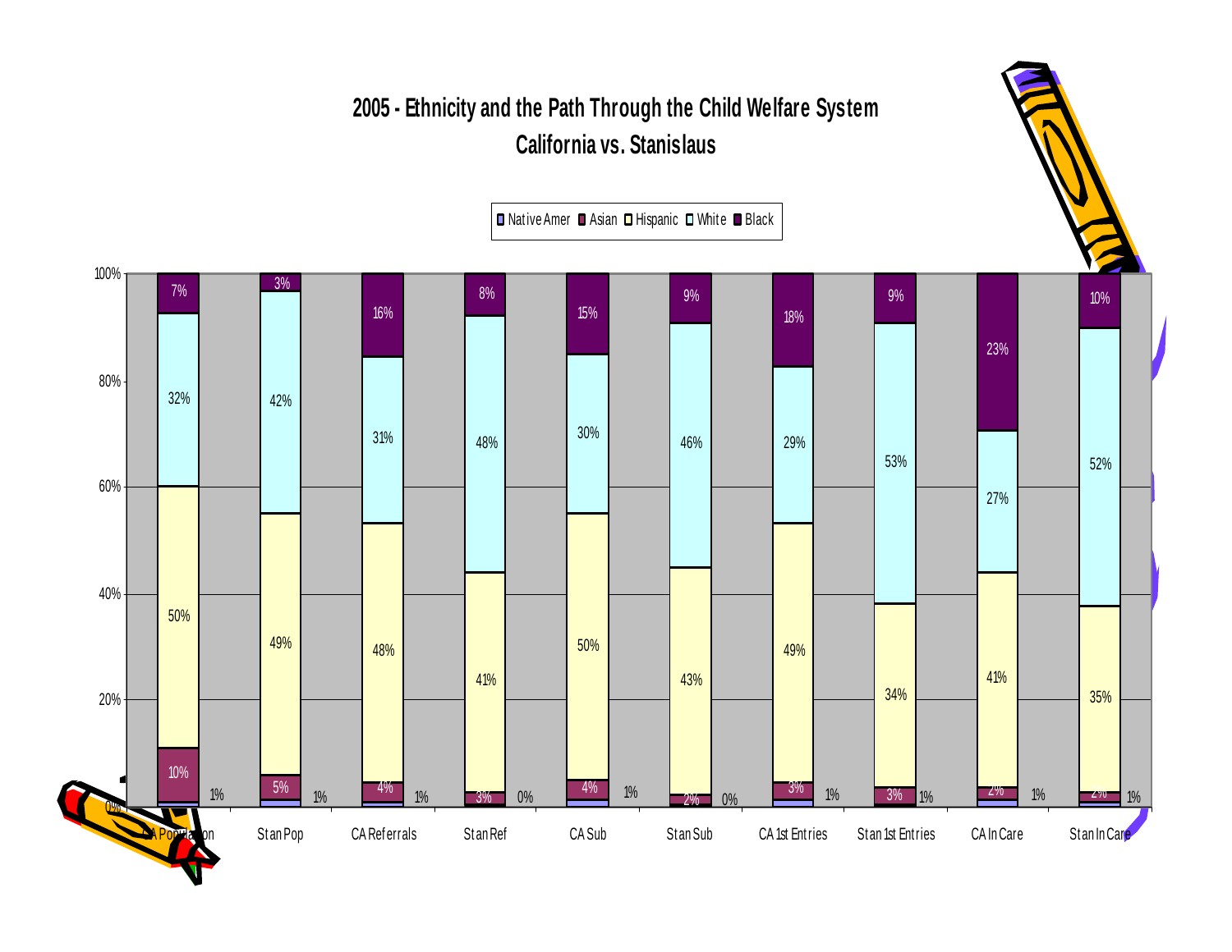## 2005 - Ethnicity and the Path Through the Child Welfare System
## California vs. Stanislaus

| | Native Amer | Asian | Hispanic | White | Black |
|---|---|---|---|---|---|
| CA Population | 1% | 10% | 50% | 32% | 7% |
| Stan Pop | 1% | 5% | 49% | 42% | 3% |
| CA Referrals | 1% | 4% | 48% | 31% | 16% |
| Stan Ref | 0% | 3% | 41% | 48% | 8% |
| CA Sub | 1% | 4% | 50% | 30% | 15% |
| Stan Sub | 0% | 2% | 43% | 46% | 9% |
| CA 1st Entries | 1% | 3% | 49% | 29% | 18% |
| Stan 1st Entries | 1% | 3% | 34% | 53% | 9% |
| CA In Care | 1% | 2% | 41% | 27% | 23% |
| Stan In Care | 1% | 2% | 35% | 52% | 10% |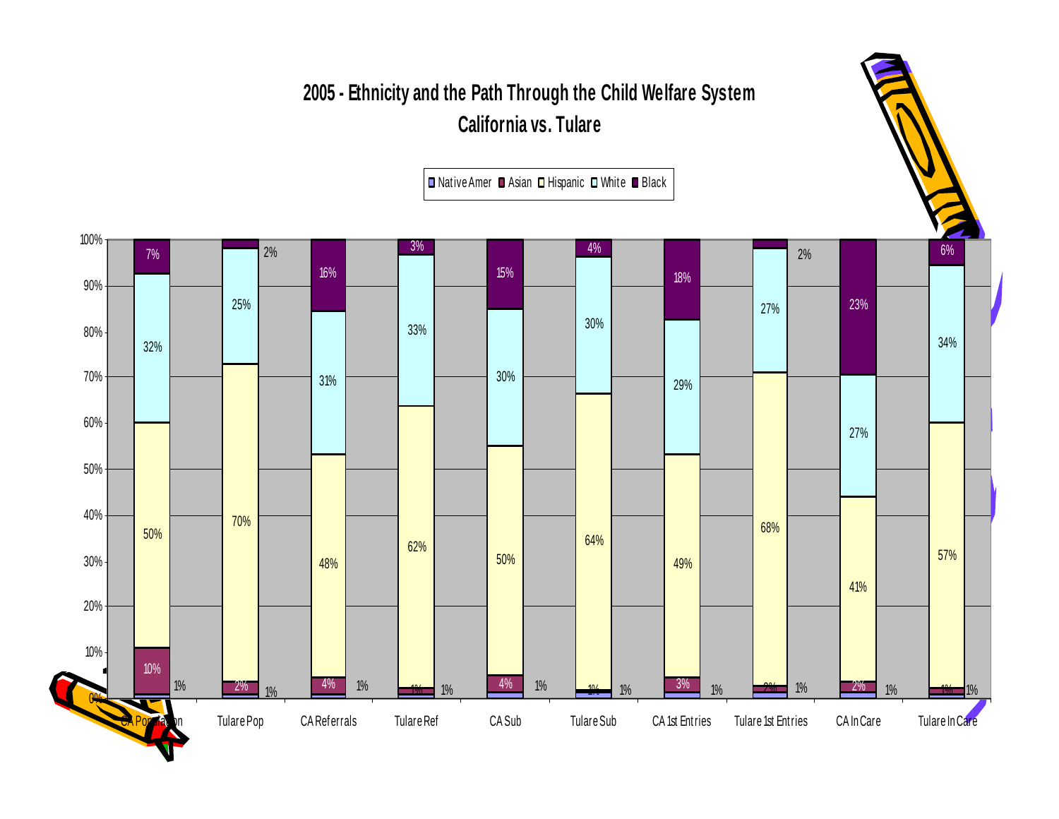# 2005 - Ethnicity and the Path Through the Child Welfare System

## California vs. Tulare

| | Native Amer | Asian | Hispanic | White | Black |
|---|---|---|---|---|---|
| CA Population | 1% | 10% | 50% | 32% | 7% |
| Tulare Pop | 1% | 2% | 70% | 25% | 2% |
| CA Referrals | 1% | 4% | 48% | 31% | 16% |
| Tulare Ref | 1% | 1% | 62% | 33% | 3% |
| CA Sub | 1% | 4% | 50% | 30% | 15% |
| Tulare Sub | 1% | 1% | 64% | 30% | 4% |
| CA 1st Entries | 1% | 3% | 49% | 29% | 18% |
| Tulare 1st Entries | 1% | 2% | 68% | 27% | 2% |
| CA In Care | 1% | 2% | 41% | 27% | 23% |
| Tulare In Care | 1% | 1% | 57% | 34% | 6% |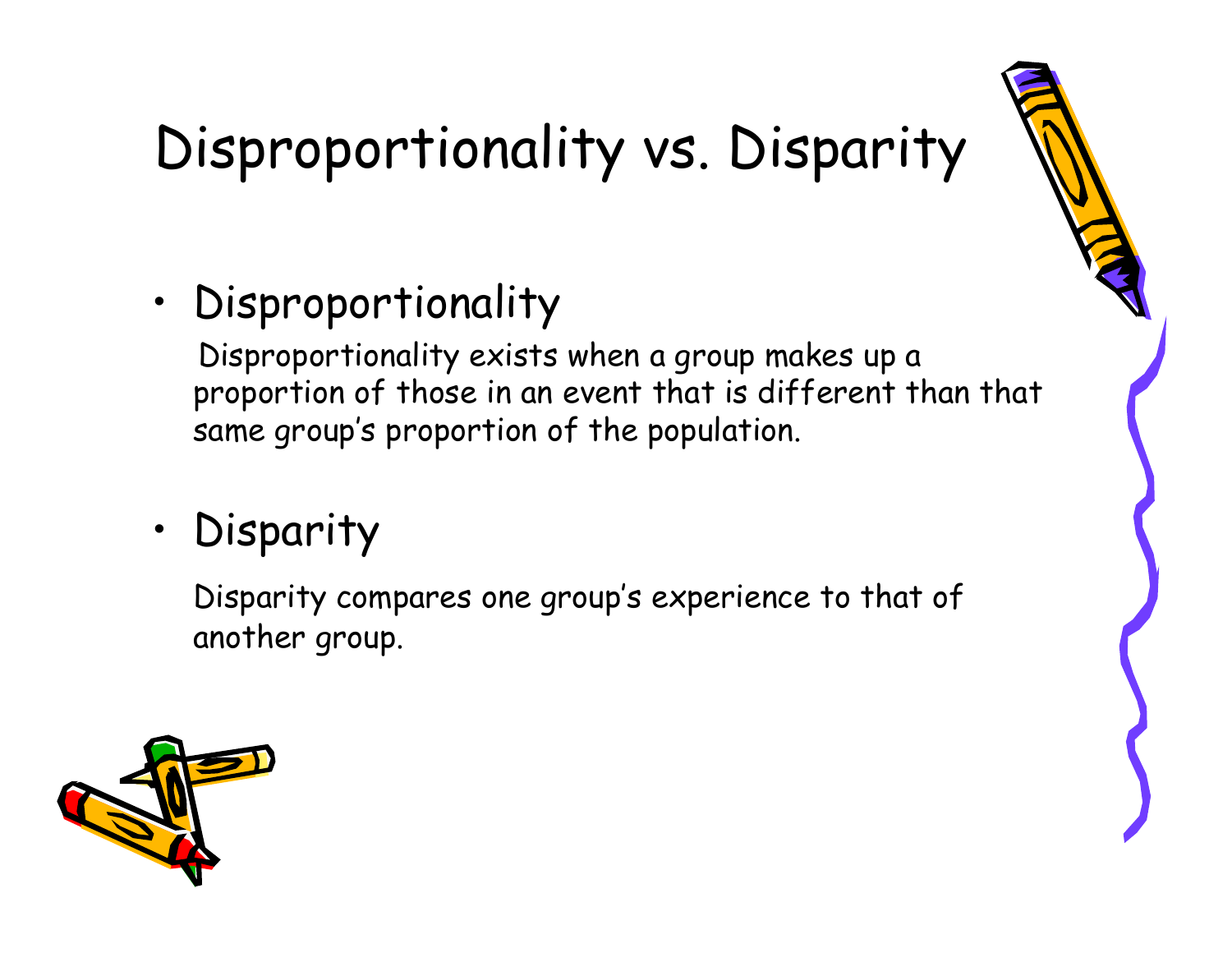# Disproportionality vs. Disparity

- Disproportionality

  Disproportionality exists when a group makes up a proportion of those in an event that is different than that same group's proportion of the population.

- Disparity

  Disparity compares one group's experience to that of another group.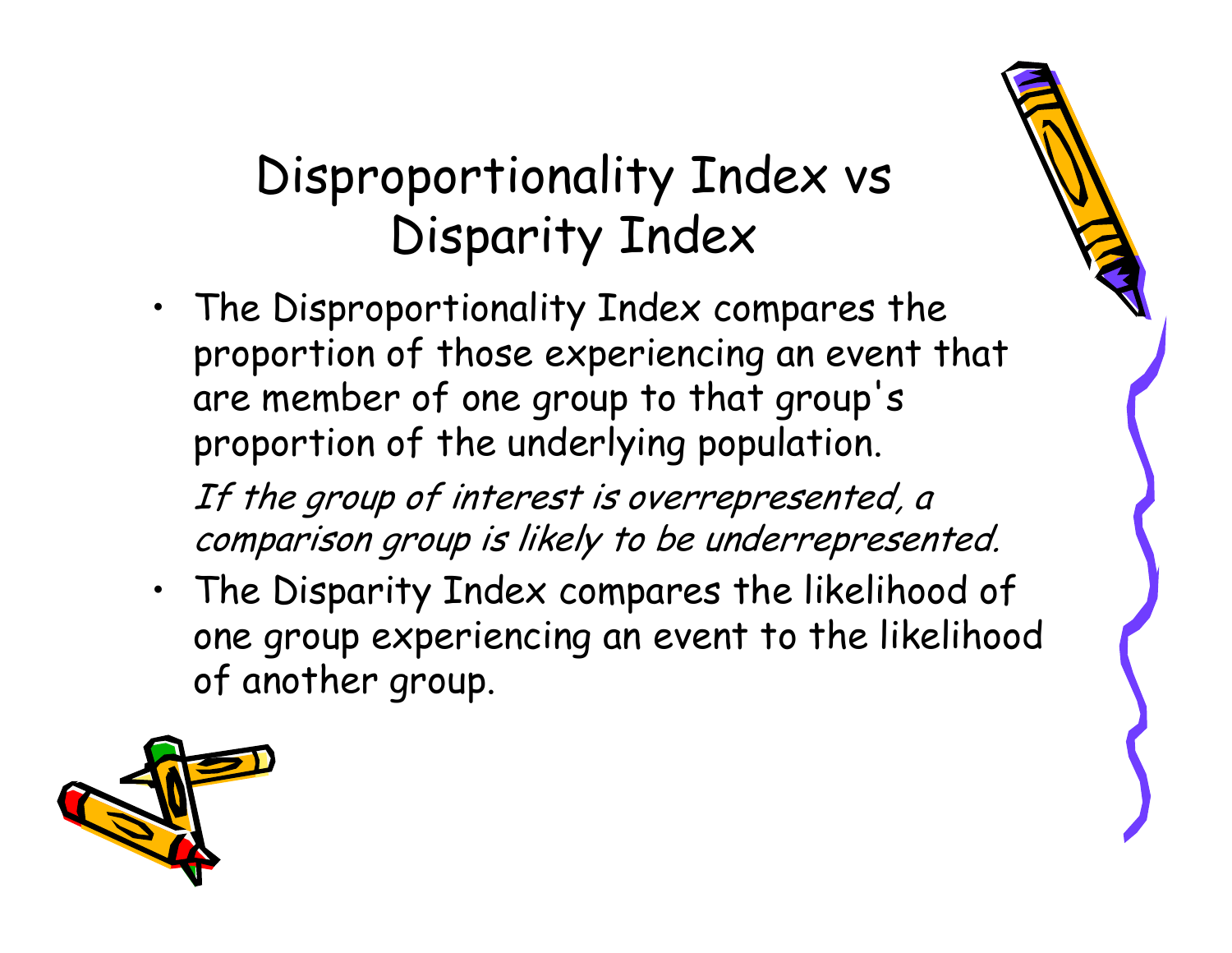# Disproportionality Index vs Disparity Index

- The Disproportionality Index compares the proportion of those experiencing an event that are member of one group to that group's proportion of the underlying population.

  *If the group of interest is overrepresented, a comparison group is likely to be underrepresented.*

- The Disparity Index compares the likelihood of one group experiencing an event to the likelihood of another group.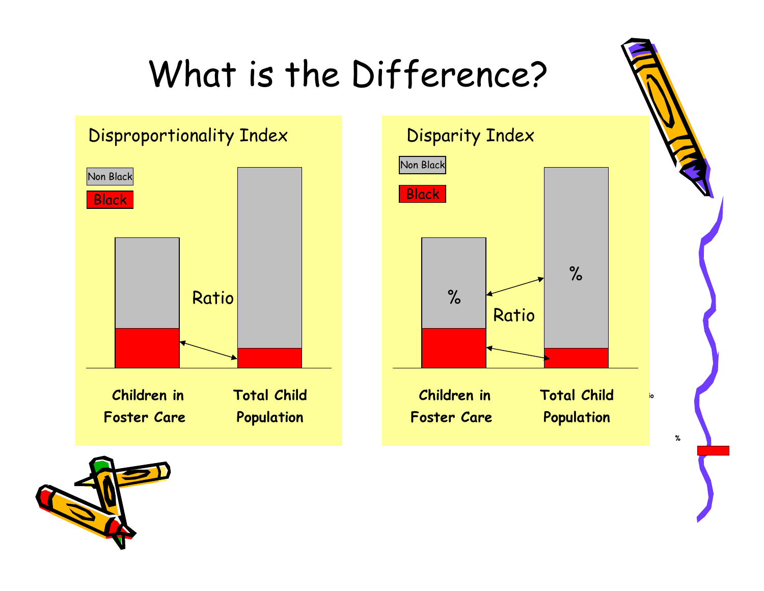# What is the Difference?

## Disproportionality Index

Non Black

Black

Ratio

Children in Foster Care

Total Child Population

## Disparity Index

Non Black

Black

%

%

Ratio

Children in Foster Care

Total Child Population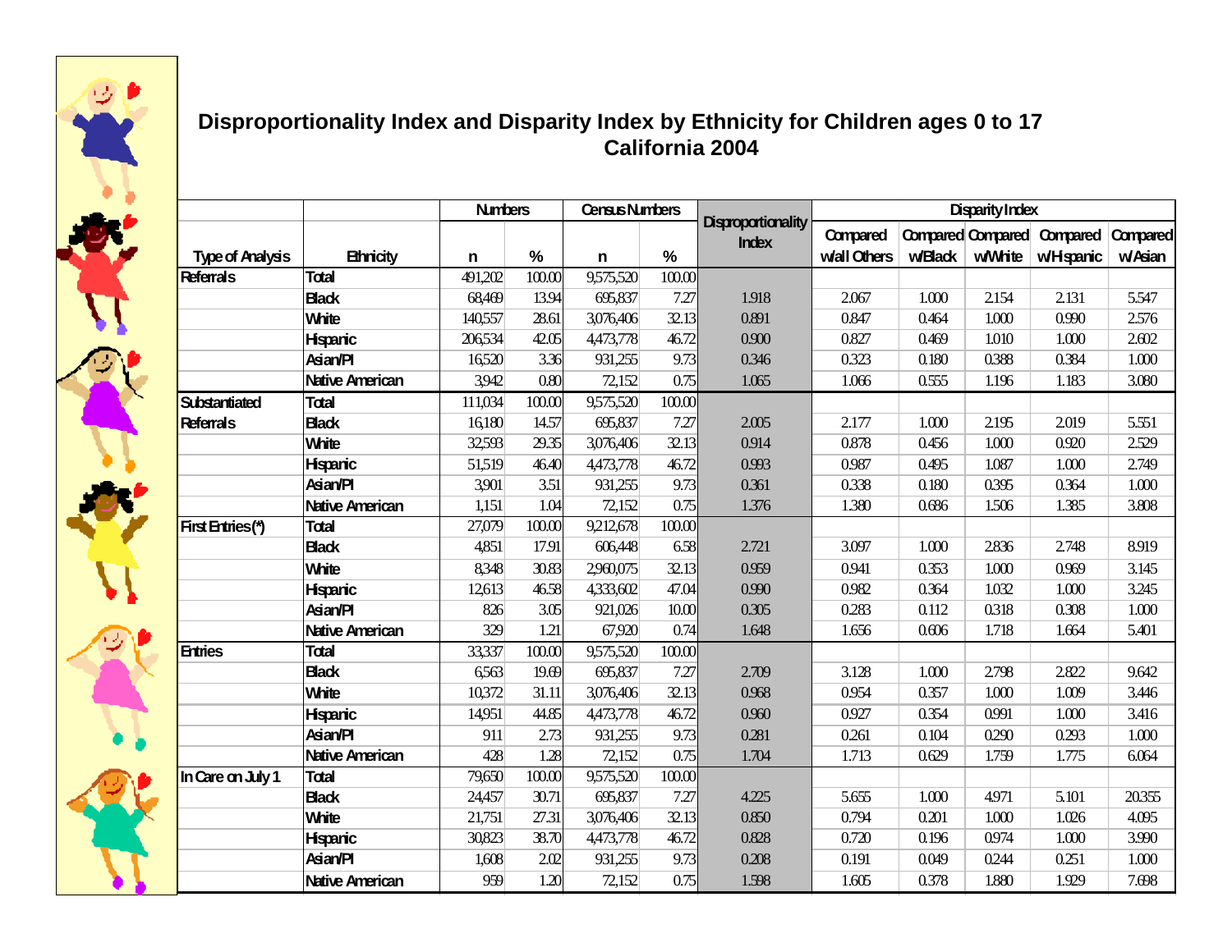## Disproportionality Index and Disparity Index by Ethnicity for Children ages 0 to 17
## California 2004

| | | Numbers | | Census Numbers | | Disproportionality Index | Disparity Index | | | | |
|---|---|---|---|---|---|---|---|---|---|---|---|
| Type of Analysis | Ethnicity | n | % | n | % | | Compared w/all Others | Compared w/Black | Compared w/White | Compared w/Hispanic | Compared w/Asian |
| Referrals | Total | 491,202 | 100.00 | 9,575,520 | 100.00 | | | | | | |
| | Black | 68,469 | 13.94 | 695,837 | 7.27 | 1.918 | 2.067 | 1.000 | 2.154 | 2.131 | 5.547 |
| | White | 140,557 | 28.61 | 3,076,406 | 32.13 | 0.891 | 0.847 | 0.464 | 1.000 | 0.990 | 2.576 |
| | Hispanic | 206,534 | 42.05 | 4,473,778 | 46.72 | 0.900 | 0.827 | 0.469 | 1.010 | 1.000 | 2.602 |
| | Asian/PI | 16,520 | 3.36 | 931,255 | 9.73 | 0.346 | 0.323 | 0.180 | 0.388 | 0.384 | 1.000 |
| | Native American | 3,942 | 0.80 | 72,152 | 0.75 | 1.065 | 1.066 | 0.555 | 1.196 | 1.183 | 3.080 |
| Substantiated Referrals | Total | 111,034 | 100.00 | 9,575,520 | 100.00 | | | | | | |
| | Black | 16,180 | 14.57 | 695,837 | 7.27 | 2.005 | 2.177 | 1.000 | 2.195 | 2.019 | 5.551 |
| | White | 32,593 | 29.35 | 3,076,406 | 32.13 | 0.914 | 0.878 | 0.456 | 1.000 | 0.920 | 2.529 |
| | Hispanic | 51,519 | 46.40 | 4,473,778 | 46.72 | 0.993 | 0.987 | 0.495 | 1.087 | 1.000 | 2.749 |
| | Asian/PI | 3,901 | 3.51 | 931,255 | 9.73 | 0.361 | 0.338 | 0.180 | 0.395 | 0.364 | 1.000 |
| | Native American | 1,151 | 1.04 | 72,152 | 0.75 | 1.376 | 1.380 | 0.686 | 1.506 | 1.385 | 3.808 |
| First Entries (*) | Total | 27,079 | 100.00 | 9,212,678 | 100.00 | | | | | | |
| | Black | 4,851 | 17.91 | 606,448 | 6.58 | 2.721 | 3.097 | 1.000 | 2.836 | 2.748 | 8.919 |
| | White | 8,348 | 30.83 | 2,960,075 | 32.13 | 0.959 | 0.941 | 0.353 | 1.000 | 0.969 | 3.145 |
| | Hispanic | 12,613 | 46.58 | 4,333,602 | 47.04 | 0.990 | 0.982 | 0.364 | 1.032 | 1.000 | 3.245 |
| | Asian/PI | 826 | 3.05 | 921,026 | 10.00 | 0.305 | 0.283 | 0.112 | 0.318 | 0.308 | 1.000 |
| | Native American | 329 | 1.21 | 67,920 | 0.74 | 1.648 | 1.656 | 0.606 | 1.718 | 1.664 | 5.401 |
| Entries | Total | 33,337 | 100.00 | 9,575,520 | 100.00 | | | | | | |
| | Black | 6,563 | 19.69 | 695,837 | 7.27 | 2.709 | 3.128 | 1.000 | 2.798 | 2.822 | 9.642 |
| | White | 10,372 | 31.11 | 3,076,406 | 32.13 | 0.968 | 0.954 | 0.357 | 1.000 | 1.009 | 3.446 |
| | Hispanic | 14,951 | 44.85 | 4,473,778 | 46.72 | 0.960 | 0.927 | 0.354 | 0.991 | 1.000 | 3.416 |
| | Asian/PI | 911 | 2.73 | 931,255 | 9.73 | 0.281 | 0.261 | 0.104 | 0.290 | 0.293 | 1.000 |
| | Native American | 428 | 1.28 | 72,152 | 0.75 | 1.704 | 1.713 | 0.629 | 1.759 | 1.775 | 6.064 |
| In Care on July 1 | Total | 79,650 | 100.00 | 9,575,520 | 100.00 | | | | | | |
| | Black | 24,457 | 30.71 | 695,837 | 7.27 | 4.225 | 5.655 | 1.000 | 4.971 | 5.101 | 20.355 |
| | White | 21,751 | 27.31 | 3,076,406 | 32.13 | 0.850 | 0.794 | 0.201 | 1.000 | 1.026 | 4.095 |
| | Hispanic | 30,823 | 38.70 | 4,473,778 | 46.72 | 0.828 | 0.720 | 0.196 | 0.974 | 1.000 | 3.990 |
| | Asian/PI | 1,608 | 2.02 | 931,255 | 9.73 | 0.208 | 0.191 | 0.049 | 0.244 | 0.251 | 1.000 |
| | Native American | 959 | 1.20 | 72,152 | 0.75 | 1.598 | 1.605 | 0.378 | 1.880 | 1.929 | 7.698 |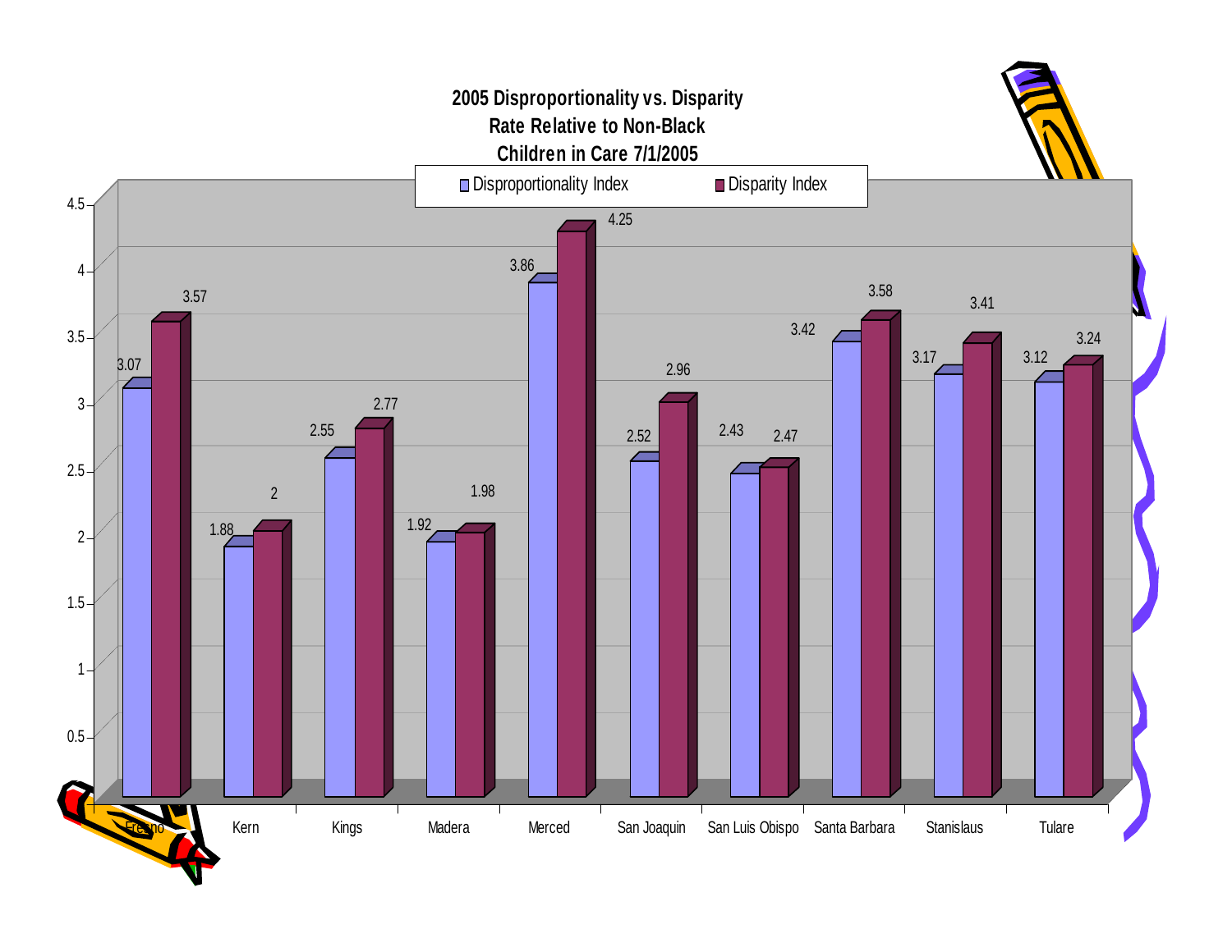# 2005 Disproportionality vs. Disparity Rate Relative to Non-Black Children in Care 7/1/2005

| County | Disproportionality Index | Disparity Index |
| --- | --- | --- |
| Fresno | 3.07 | 3.57 |
| Kern | 1.88 | 2 |
| Kings | 2.55 | 2.77 |
| Madera | 1.92 | 1.98 |
| Merced | 3.86 | 4.25 |
| San Joaquin | 2.52 | 2.96 |
| San Luis Obispo | 2.43 | 2.47 |
| Santa Barbara | 3.42 | 3.58 |
| Stanislaus | 3.17 | 3.41 |
| Tulare | 3.12 | 3.24 |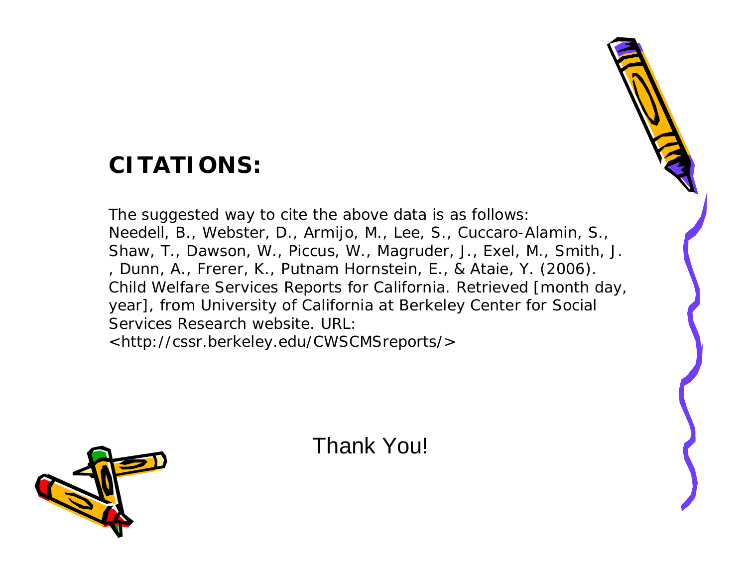# CITATIONS:

The suggested way to cite the above data is as follows:
Needell, B., Webster, D., Armijo, M., Lee, S., Cuccaro-Alamin, S., Shaw, T., Dawson, W., Piccus, W., Magruder, J., Exel, M., Smith, J. , Dunn, A., Frerer, K., Putnam Hornstein, E., & Ataie, Y. (2006). Child Welfare Services Reports for California. Retrieved [month day, year], from University of California at Berkeley Center for Social Services Research website. URL: <http://cssr.berkeley.edu/CWSCMSreports/>

Thank You!